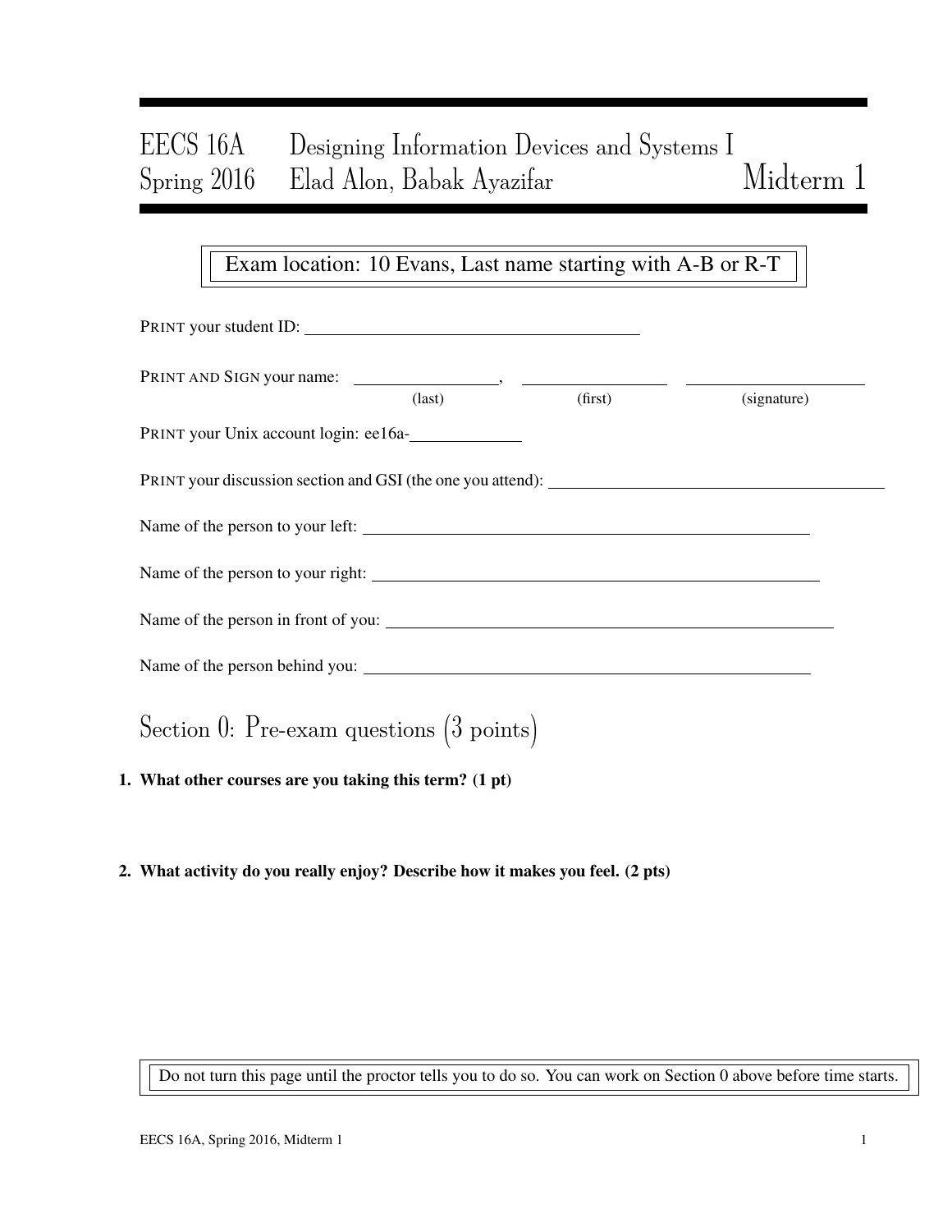# EECS 16A Designing Information Devices and Systems I
## Spring 2016 Elad Alon, Babak Ayazifar — Midterm 1

Exam location: 10 Evans, Last name starting with A-B or R-T

PRINT your student ID: ______________________

PRINT AND SIGN your name: ______________, ______________ ______________
(last) (first) (signature)

PRINT your Unix account login: ee16a-__________

PRINT your discussion section and GSI (the one you attend): ______________________

Name of the person to your left: ______________________

Name of the person to your right: ______________________

Name of the person in front of you: ______________________

Name of the person behind you: ______________________

## Section 0: Pre-exam questions (3 points)

**1. What other courses are you taking this term? (1 pt)**

**2. What activity do you really enjoy? Describe how it makes you feel. (2 pts)**

Do not turn this page until the proctor tells you to do so. You can work on Section 0 above before time starts.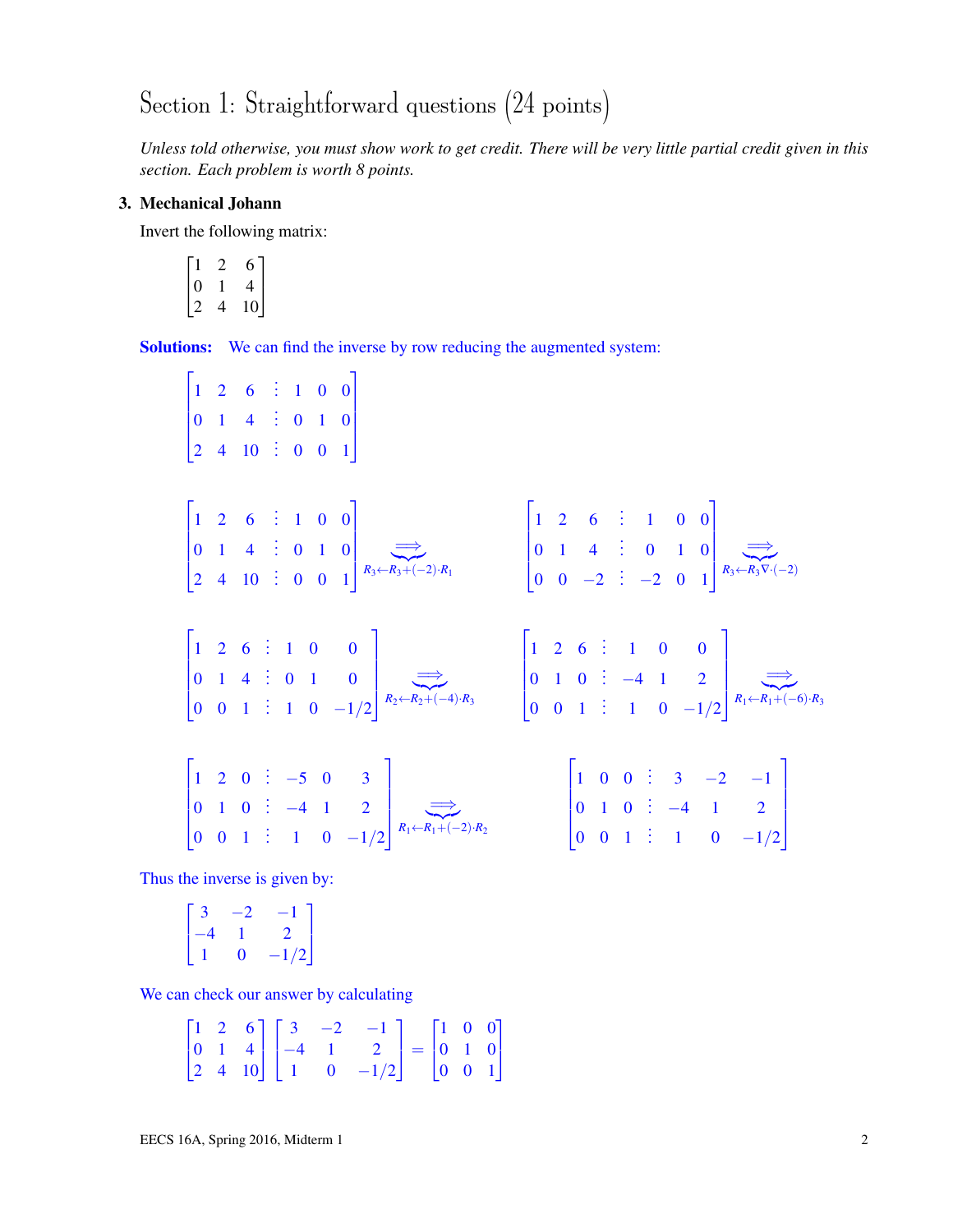# Section 1: Straightforward questions (24 points)

*Unless told otherwise, you must show work to get credit. There will be very little partial credit given in this section. Each problem is worth 8 points.*

**3. Mechanical Johann**

Invert the following matrix:

$$\begin{bmatrix} 1 & 2 & 6 \\ 0 & 1 & 4 \\ 2 & 4 & 10 \end{bmatrix}$$

**Solutions:** We can find the inverse by row reducing the augmented system:

$$\left[\begin{array}{ccc|ccc} 1 & 2 & 6 & 1 & 0 & 0 \\ 0 & 1 & 4 & 0 & 1 & 0 \\ 2 & 4 & 10 & 0 & 0 & 1 \end{array}\right]$$

$$\left[\begin{array}{ccc|ccc} 1 & 2 & 6 & 1 & 0 & 0 \\ 0 & 1 & 4 & 0 & 1 & 0 \\ 2 & 4 & 10 & 0 & 0 & 1 \end{array}\right] \underbrace{\Longrightarrow}_{R_3 \leftarrow R_3 + (-2) \cdot R_1} \left[\begin{array}{ccc|ccc} 1 & 2 & 6 & 1 & 0 & 0 \\ 0 & 1 & 4 & 0 & 1 & 0 \\ 0 & 0 & -2 & -2 & 0 & 1 \end{array}\right] \underbrace{\Longrightarrow}_{R_3 \leftarrow R_3 \nabla \cdot (-2)}$$

$$\left[\begin{array}{ccc|ccc} 1 & 2 & 6 & 1 & 0 & 0 \\ 0 & 1 & 4 & 0 & 1 & 0 \\ 0 & 0 & 1 & 1 & 0 & -1/2 \end{array}\right] \underbrace{\Longrightarrow}_{R_2 \leftarrow R_2 + (-4) \cdot R_3} \left[\begin{array}{ccc|ccc} 1 & 2 & 6 & 1 & 0 & 0 \\ 0 & 1 & 0 & -4 & 1 & 2 \\ 0 & 0 & 1 & 1 & 0 & -1/2 \end{array}\right] \underbrace{\Longrightarrow}_{R_1 \leftarrow R_1 + (-6) \cdot R_3}$$

$$\left[\begin{array}{ccc|ccc} 1 & 2 & 0 & -5 & 0 & 3 \\ 0 & 1 & 0 & -4 & 1 & 2 \\ 0 & 0 & 1 & 1 & 0 & -1/2 \end{array}\right] \underbrace{\Longrightarrow}_{R_1 \leftarrow R_1 + (-2) \cdot R_2} \left[\begin{array}{ccc|ccc} 1 & 0 & 0 & 3 & -2 & -1 \\ 0 & 1 & 0 & -4 & 1 & 2 \\ 0 & 0 & 1 & 1 & 0 & -1/2 \end{array}\right]$$

Thus the inverse is given by:

$$\begin{bmatrix} 3 & -2 & -1 \\ -4 & 1 & 2 \\ 1 & 0 & -1/2 \end{bmatrix}$$

We can check our answer by calculating

$$\begin{bmatrix} 1 & 2 & 6 \\ 0 & 1 & 4 \\ 2 & 4 & 10 \end{bmatrix} \begin{bmatrix} 3 & -2 & -1 \\ -4 & 1 & 2 \\ 1 & 0 & -1/2 \end{bmatrix} = \begin{bmatrix} 1 & 0 & 0 \\ 0 & 1 & 0 \\ 0 & 0 & 1 \end{bmatrix}$$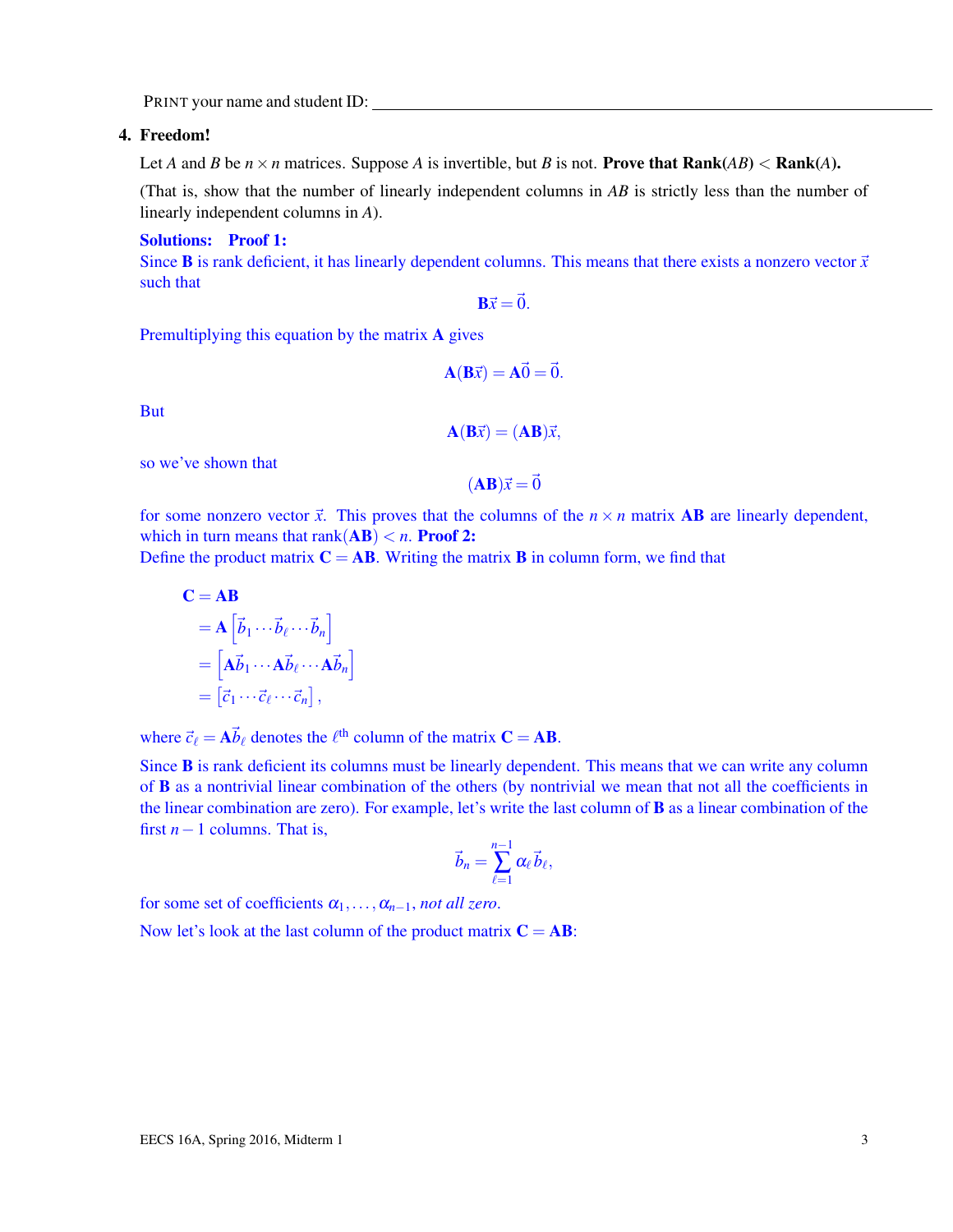PRINT your name and student ID: ______________________________

**4. Freedom!**

Let $A$ and $B$ be $n \times n$ matrices. Suppose $A$ is invertible, but $B$ is not. **Prove that Rank($AB$) < Rank($A$).**

(That is, show that the number of linearly independent columns in $AB$ is strictly less than the number of linearly independent columns in $A$).

**Solutions:** **Proof 1:**
Since $\mathbf{B}$ is rank deficient, it has linearly dependent columns. This means that there exists a nonzero vector $\vec{x}$ such that

$$\mathbf{B}\vec{x} = \vec{0}.$$

Premultiplying this equation by the matrix $\mathbf{A}$ gives

$$\mathbf{A}(\mathbf{B}\vec{x}) = \mathbf{A}\vec{0} = \vec{0}.$$

But

$$\mathbf{A}(\mathbf{B}\vec{x}) = (\mathbf{AB})\vec{x},$$

so we've shown that

$$(\mathbf{AB})\vec{x} = \vec{0}$$

for some nonzero vector $\vec{x}$. This proves that the columns of the $n \times n$ matrix $\mathbf{AB}$ are linearly dependent, which in turn means that $\text{rank}(\mathbf{AB}) < n$. **Proof 2:**
Define the product matrix $\mathbf{C} = \mathbf{AB}$. Writing the matrix $\mathbf{B}$ in column form, we find that

$$\begin{aligned}
\mathbf{C} &= \mathbf{AB} \\
&= \mathbf{A}\left[\vec{b}_1 \cdots \vec{b}_\ell \cdots \vec{b}_n\right] \\
&= \left[\mathbf{A}\vec{b}_1 \cdots \mathbf{A}\vec{b}_\ell \cdots \mathbf{A}\vec{b}_n\right] \\
&= \left[\vec{c}_1 \cdots \vec{c}_\ell \cdots \vec{c}_n\right],
\end{aligned}$$

where $\vec{c}_\ell = \mathbf{A}\vec{b}_\ell$ denotes the $\ell^{\text{th}}$ column of the matrix $\mathbf{C} = \mathbf{AB}$.

Since $\mathbf{B}$ is rank deficient its columns must be linearly dependent. This means that we can write any column of $\mathbf{B}$ as a nontrivial linear combination of the others (by nontrivial we mean that not all the coefficients in the linear combination are zero). For example, let's write the last column of $\mathbf{B}$ as a linear combination of the first $n-1$ columns. That is,

$$\vec{b}_n = \sum_{\ell=1}^{n-1} \alpha_\ell \vec{b}_\ell,$$

for some set of coefficients $\alpha_1, \ldots, \alpha_{n-1}$, *not all zero*.

Now let's look at the last column of the product matrix $\mathbf{C} = \mathbf{AB}$: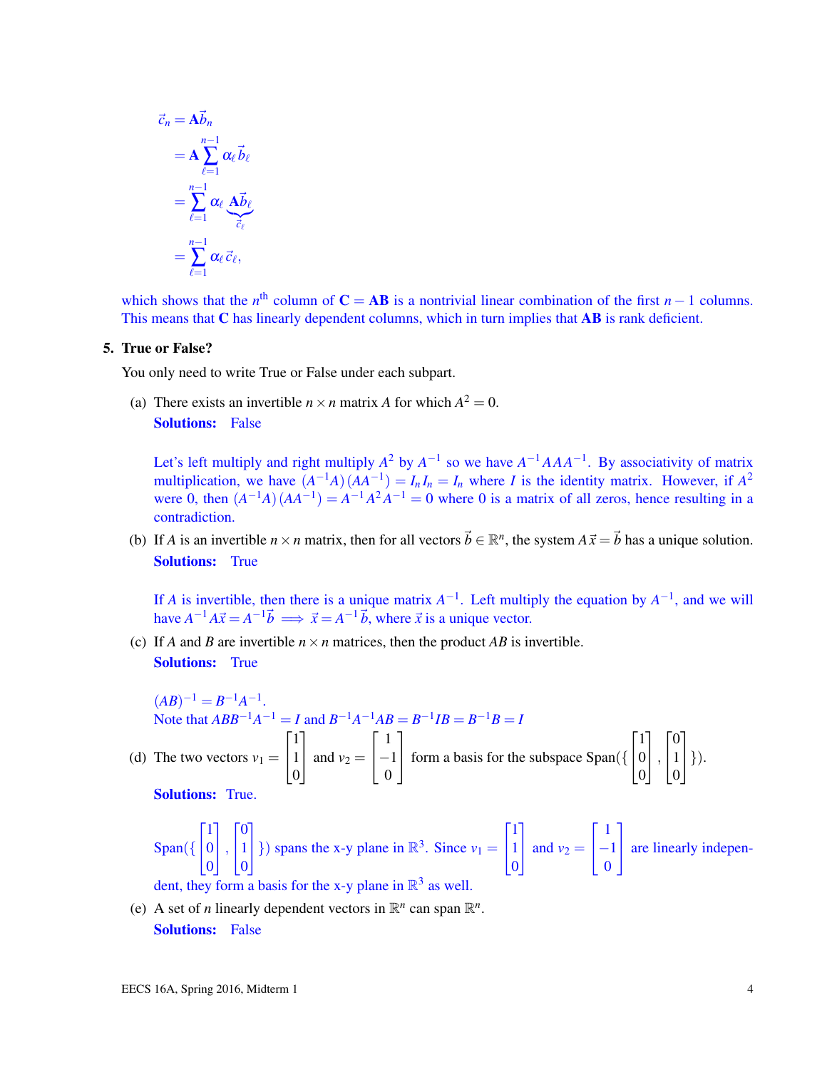$$
\begin{aligned}
\vec{c}_n &= \mathbf{A}\vec{b}_n \\
&= \mathbf{A}\sum_{\ell=1}^{n-1} \alpha_\ell \vec{b}_\ell \\
&= \sum_{\ell=1}^{n-1} \alpha_\ell \underbrace{\mathbf{A}\vec{b}_\ell}_{\vec{c}_\ell} \\
&= \sum_{\ell=1}^{n-1} \alpha_\ell \vec{c}_\ell,
\end{aligned}
$$

which shows that the $n^{\text{th}}$ column of $\mathbf{C} = \mathbf{AB}$ is a nontrivial linear combination of the first $n-1$ columns. This means that $\mathbf{C}$ has linearly dependent columns, which in turn implies that $\mathbf{AB}$ is rank deficient.

**5. True or False?**

You only need to write True or False under each subpart.

(a) There exists an invertible $n \times n$ matrix $A$ for which $A^2 = 0$.

**Solutions:** False

Let's left multiply and right multiply $A^2$ by $A^{-1}$ so we have $A^{-1}AAA^{-1}$. By associativity of matrix multiplication, we have $(A^{-1}A)(AA^{-1}) = I_n I_n = I_n$ where $I$ is the identity matrix. However, if $A^2$ were 0, then $(A^{-1}A)(AA^{-1}) = A^{-1}A^2A^{-1} = 0$ where 0 is a matrix of all zeros, hence resulting in a contradiction.

(b) If $A$ is an invertible $n \times n$ matrix, then for all vectors $\vec{b} \in \mathbb{R}^n$, the system $A\vec{x} = \vec{b}$ has a unique solution.

**Solutions:** True

If $A$ is invertible, then there is a unique matrix $A^{-1}$. Left multiply the equation by $A^{-1}$, and we will have $A^{-1}A\vec{x} = A^{-1}\vec{b} \implies \vec{x} = A^{-1}\vec{b}$, where $\vec{x}$ is a unique vector.

(c) If $A$ and $B$ are invertible $n \times n$ matrices, then the product $AB$ is invertible.

**Solutions:** True

$(AB)^{-1} = B^{-1}A^{-1}$.
Note that $ABB^{-1}A^{-1} = I$ and $B^{-1}A^{-1}AB = B^{-1}IB = B^{-1}B = I$

(d) The two vectors $v_1 = \begin{bmatrix} 1 \\ 1 \\ 0 \end{bmatrix}$ and $v_2 = \begin{bmatrix} 1 \\ -1 \\ 0 \end{bmatrix}$ form a basis for the subspace $\text{Span}(\{\begin{bmatrix} 1 \\ 0 \\ 0 \end{bmatrix}, \begin{bmatrix} 0 \\ 1 \\ 0 \end{bmatrix}\})$.

**Solutions:** True.

$\text{Span}(\{\begin{bmatrix} 1 \\ 0 \\ 0 \end{bmatrix}, \begin{bmatrix} 0 \\ 1 \\ 0 \end{bmatrix}\})$ spans the x-y plane in $\mathbb{R}^3$. Since $v_1 = \begin{bmatrix} 1 \\ 1 \\ 0 \end{bmatrix}$ and $v_2 = \begin{bmatrix} 1 \\ -1 \\ 0 \end{bmatrix}$ are linearly independent, they form a basis for the x-y plane in $\mathbb{R}^3$ as well.

(e) A set of $n$ linearly dependent vectors in $\mathbb{R}^n$ can span $\mathbb{R}^n$.

**Solutions:** False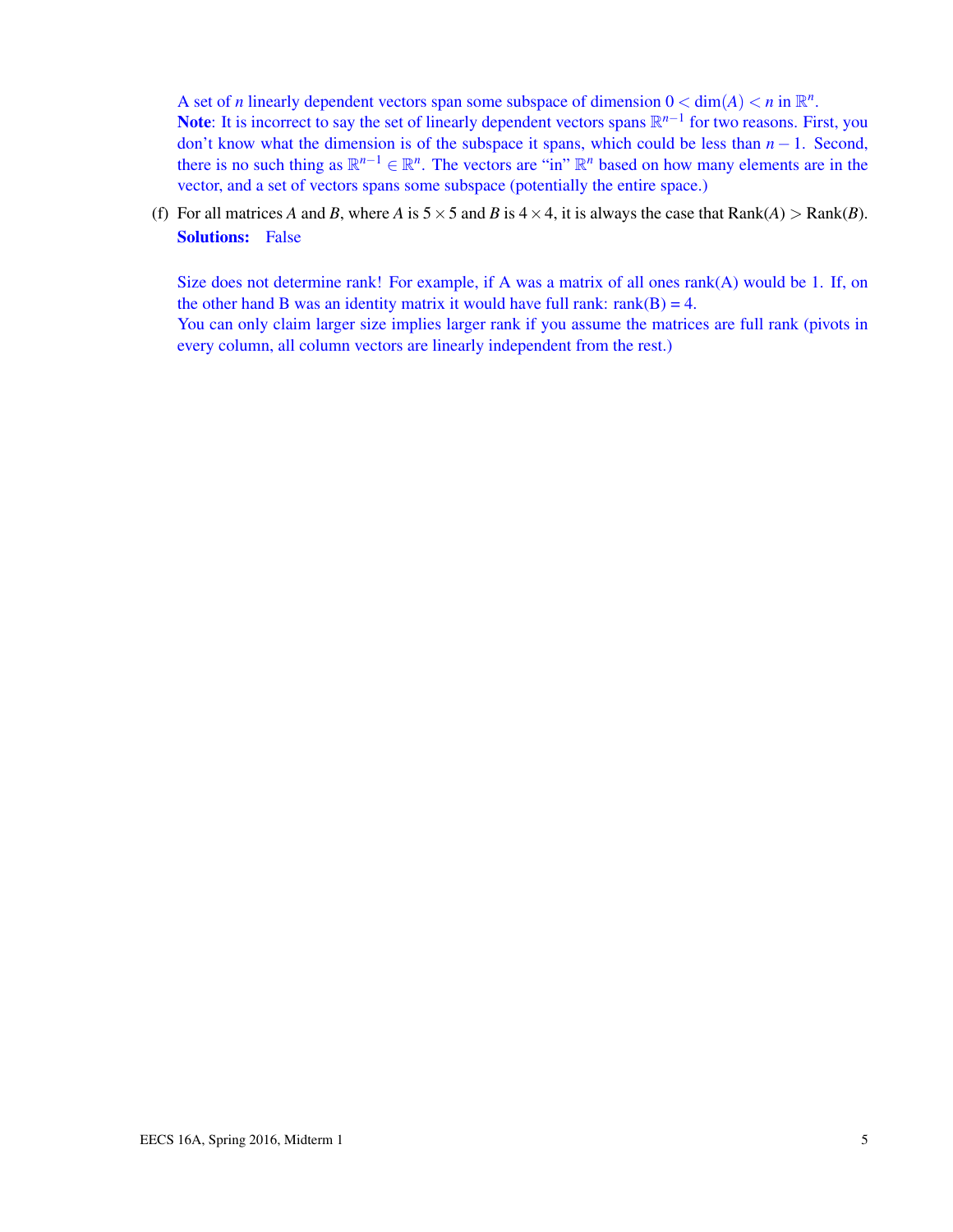A set of $n$ linearly dependent vectors span some subspace of dimension $0 < \dim(A) < n$ in $\mathbb{R}^n$.
**Note**: It is incorrect to say the set of linearly dependent vectors spans $\mathbb{R}^{n-1}$ for two reasons. First, you don't know what the dimension is of the subspace it spans, which could be less than $n-1$. Second, there is no such thing as $\mathbb{R}^{n-1} \in \mathbb{R}^n$. The vectors are "in" $\mathbb{R}^n$ based on how many elements are in the vector, and a set of vectors spans some subspace (potentially the entire space.)

(f) For all matrices $A$ and $B$, where $A$ is $5 \times 5$ and $B$ is $4 \times 4$, it is always the case that $\text{Rank}(A) > \text{Rank}(B)$.
**Solutions:** False

Size does not determine rank! For example, if A was a matrix of all ones rank(A) would be 1. If, on the other hand B was an identity matrix it would have full rank: rank(B) = 4.
You can only claim larger size implies larger rank if you assume the matrices are full rank (pivots in every column, all column vectors are linearly independent from the rest.)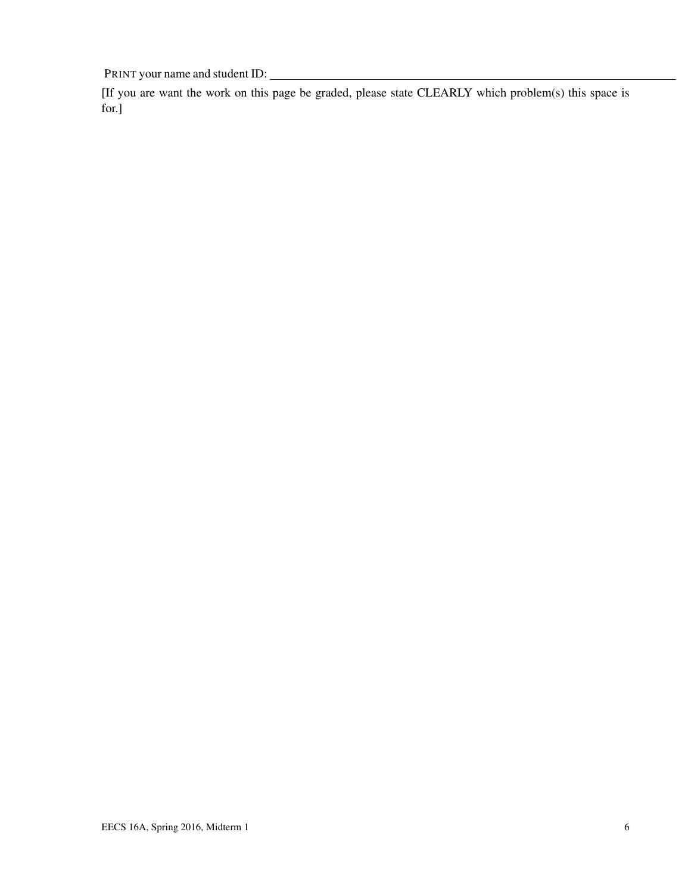PRINT your name and student ID: ________________________________________

[If you are want the work on this page be graded, please state CLEARLY which problem(s) this space is for.]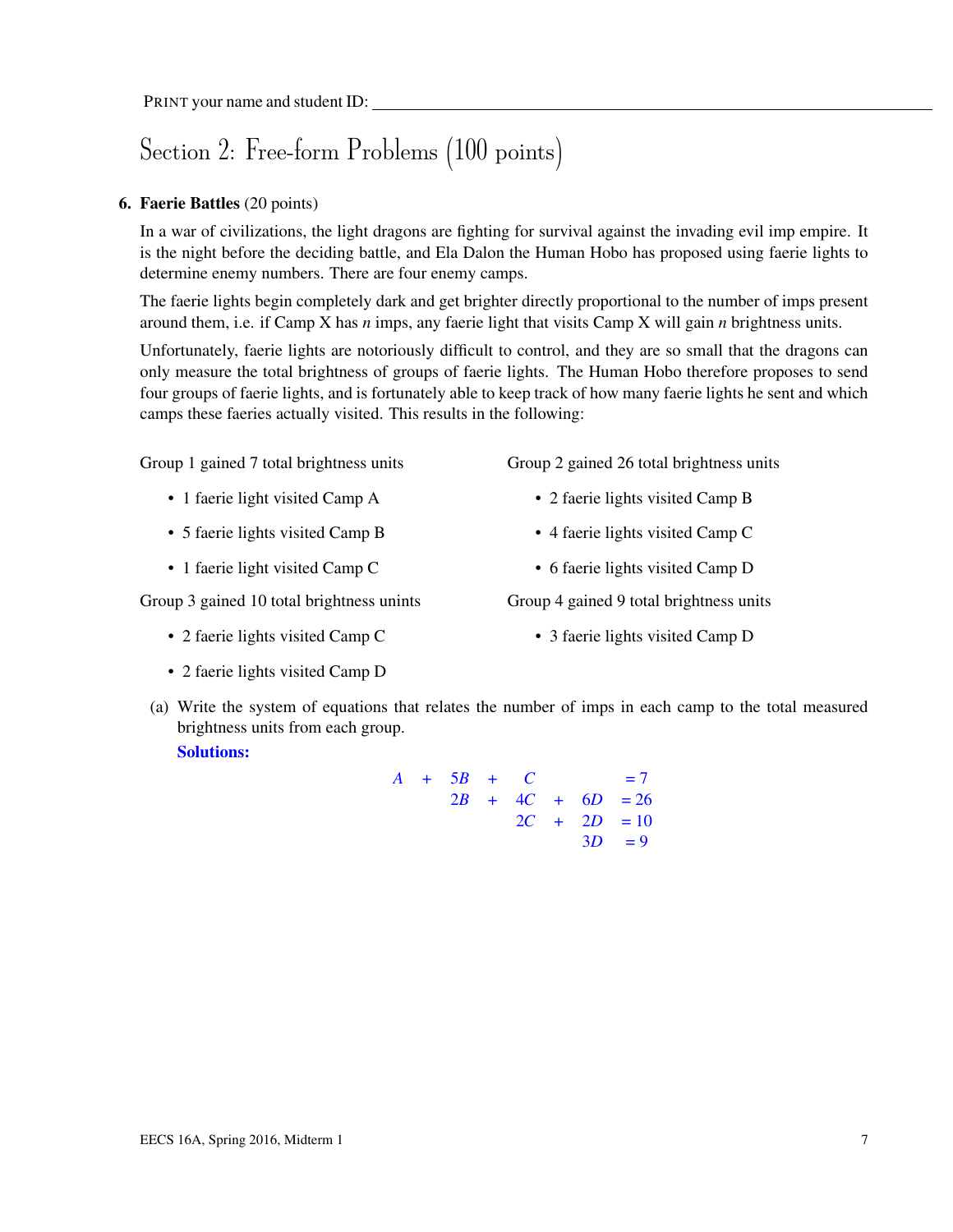PRINT your name and student ID: ______________________________

# Section 2: Free-form Problems (100 points)

**6. Faerie Battles** (20 points)

In a war of civilizations, the light dragons are fighting for survival against the invading evil imp empire. It is the night before the deciding battle, and Ela Dalon the Human Hobo has proposed using faerie lights to determine enemy numbers. There are four enemy camps.

The faerie lights begin completely dark and get brighter directly proportional to the number of imps present around them, i.e. if Camp X has $n$ imps, any faerie light that visits Camp X will gain $n$ brightness units.

Unfortunately, faerie lights are notoriously difficult to control, and they are so small that the dragons can only measure the total brightness of groups of faerie lights. The Human Hobo therefore proposes to send four groups of faerie lights, and is fortunately able to keep track of how many faerie lights he sent and which camps these faeries actually visited. This results in the following:

Group 1 gained 7 total brightness units

- 1 faerie light visited Camp A
- 5 faerie lights visited Camp B
- 1 faerie light visited Camp C

Group 2 gained 26 total brightness units

- 2 faerie lights visited Camp B
- 4 faerie lights visited Camp C
- 6 faerie lights visited Camp D

Group 3 gained 10 total brightness units

- 2 faerie lights visited Camp C
- 2 faerie lights visited Camp D

Group 4 gained 9 total brightness units

- 3 faerie lights visited Camp D

(a) Write the system of equations that relates the number of imps in each camp to the total measured brightness units from each group.

**Solutions:**

$$
\begin{aligned}
A + 5B + C \phantom{+ 6D} &= 7 \\
2B + 4C + 6D &= 26 \\
2C + 2D &= 10 \\
3D &= 9
\end{aligned}
$$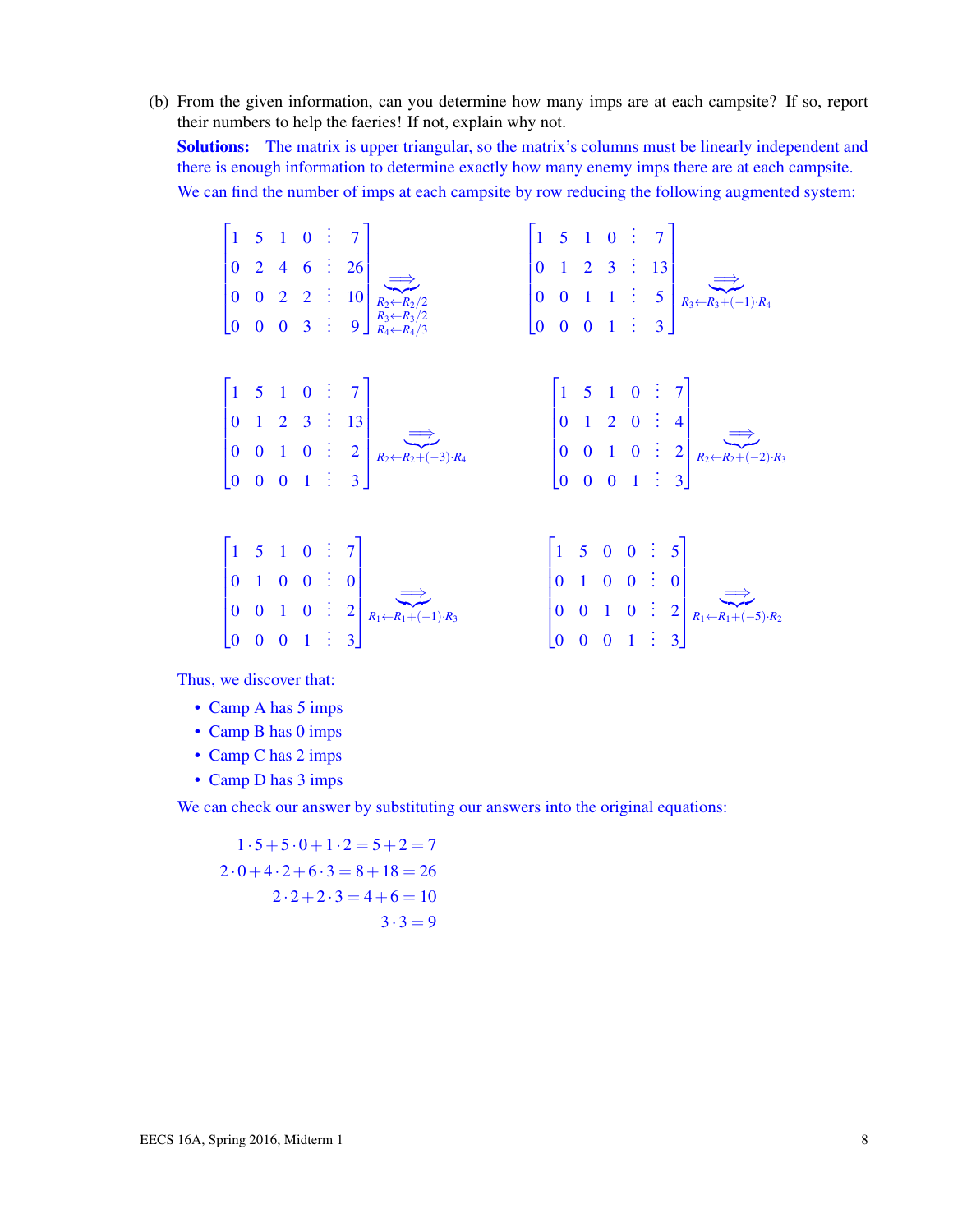(b) From the given information, can you determine how many imps are at each campsite? If so, report their numbers to help the faeries! If not, explain why not.

**Solutions:** The matrix is upper triangular, so the matrix's columns must be linearly independent and there is enough information to determine exactly how many enemy imps there are at each campsite.

We can find the number of imps at each campsite by row reducing the following augmented system:

$$\begin{bmatrix} 1 & 5 & 1 & 0 & \vdots & 7 \\ 0 & 2 & 4 & 6 & \vdots & 26 \\ 0 & 0 & 2 & 2 & \vdots & 10 \\ 0 & 0 & 0 & 3 & \vdots & 9 \end{bmatrix} \underbrace{\Longrightarrow}_{\substack{R_2 \leftarrow R_2/2 \\ R_3 \leftarrow R_3/2 \\ R_4 \leftarrow R_4/3}} \begin{bmatrix} 1 & 5 & 1 & 0 & \vdots & 7 \\ 0 & 1 & 2 & 3 & \vdots & 13 \\ 0 & 0 & 1 & 1 & \vdots & 5 \\ 0 & 0 & 0 & 1 & \vdots & 3 \end{bmatrix} \underbrace{\Longrightarrow}_{R_3 \leftarrow R_3 + (-1) \cdot R_4}$$

$$\begin{bmatrix} 1 & 5 & 1 & 0 & \vdots & 7 \\ 0 & 1 & 2 & 3 & \vdots & 13 \\ 0 & 0 & 1 & 0 & \vdots & 2 \\ 0 & 0 & 0 & 1 & \vdots & 3 \end{bmatrix} \underbrace{\Longrightarrow}_{R_2 \leftarrow R_2 + (-3) \cdot R_4} \begin{bmatrix} 1 & 5 & 1 & 0 & \vdots & 7 \\ 0 & 1 & 2 & 0 & \vdots & 4 \\ 0 & 0 & 1 & 0 & \vdots & 2 \\ 0 & 0 & 0 & 1 & \vdots & 3 \end{bmatrix} \underbrace{\Longrightarrow}_{R_2 \leftarrow R_2 + (-2) \cdot R_3}$$

$$\begin{bmatrix} 1 & 5 & 1 & 0 & \vdots & 7 \\ 0 & 1 & 0 & 0 & \vdots & 0 \\ 0 & 0 & 1 & 0 & \vdots & 2 \\ 0 & 0 & 0 & 1 & \vdots & 3 \end{bmatrix} \underbrace{\Longrightarrow}_{R_1 \leftarrow R_1 + (-1) \cdot R_3} \begin{bmatrix} 1 & 5 & 0 & 0 & \vdots & 5 \\ 0 & 1 & 0 & 0 & \vdots & 0 \\ 0 & 0 & 1 & 0 & \vdots & 2 \\ 0 & 0 & 0 & 1 & \vdots & 3 \end{bmatrix} \underbrace{\Longrightarrow}_{R_1 \leftarrow R_1 + (-5) \cdot R_2}$$

Thus, we discover that:

- Camp A has 5 imps
- Camp B has 0 imps
- Camp C has 2 imps
- Camp D has 3 imps

We can check our answer by substituting our answers into the original equations:

$$\begin{aligned} 1 \cdot 5 + 5 \cdot 0 + 1 \cdot 2 = 5 + 2 = 7 \\ 2 \cdot 0 + 4 \cdot 2 + 6 \cdot 3 = 8 + 18 = 26 \\ 2 \cdot 2 + 2 \cdot 3 = 4 + 6 = 10 \\ 3 \cdot 3 = 9 \end{aligned}$$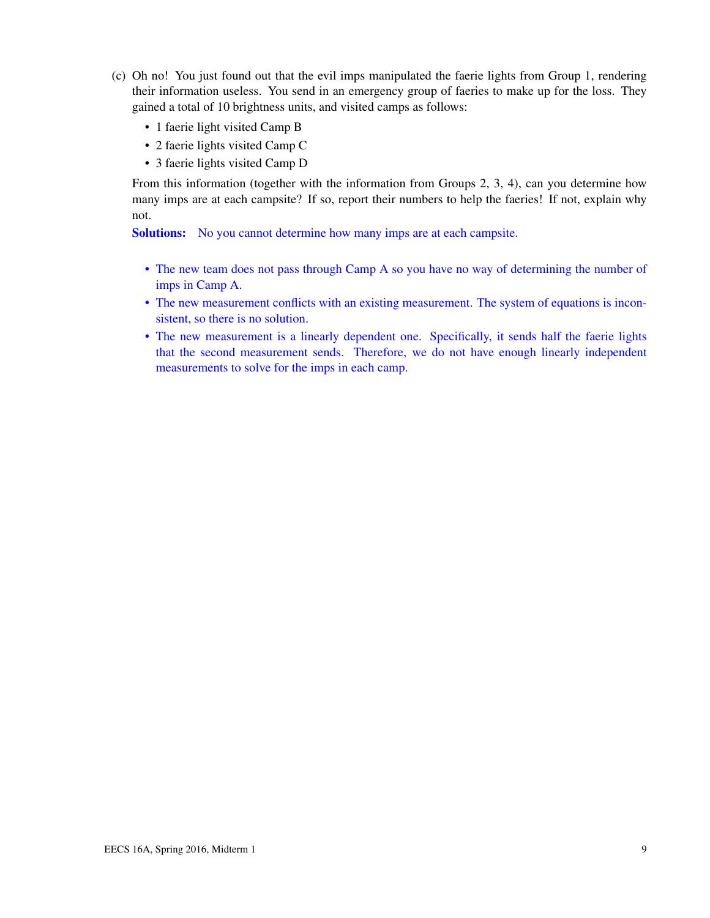(c) Oh no! You just found out that the evil imps manipulated the faerie lights from Group 1, rendering their information useless. You send in an emergency group of faeries to make up for the loss. They gained a total of 10 brightness units, and visited camps as follows:

- 1 faerie light visited Camp B
- 2 faerie lights visited Camp C
- 3 faerie lights visited Camp D

From this information (together with the information from Groups 2, 3, 4), can you determine how many imps are at each campsite? If so, report their numbers to help the faeries! If not, explain why not.

**Solutions:** No you cannot determine how many imps are at each campsite.

- The new team does not pass through Camp A so you have no way of determining the number of imps in Camp A.
- The new measurement conflicts with an existing measurement. The system of equations is inconsistent, so there is no solution.
- The new measurement is a linearly dependent one. Specifically, it sends half the faerie lights that the second measurement sends. Therefore, we do not have enough linearly independent measurements to solve for the imps in each camp.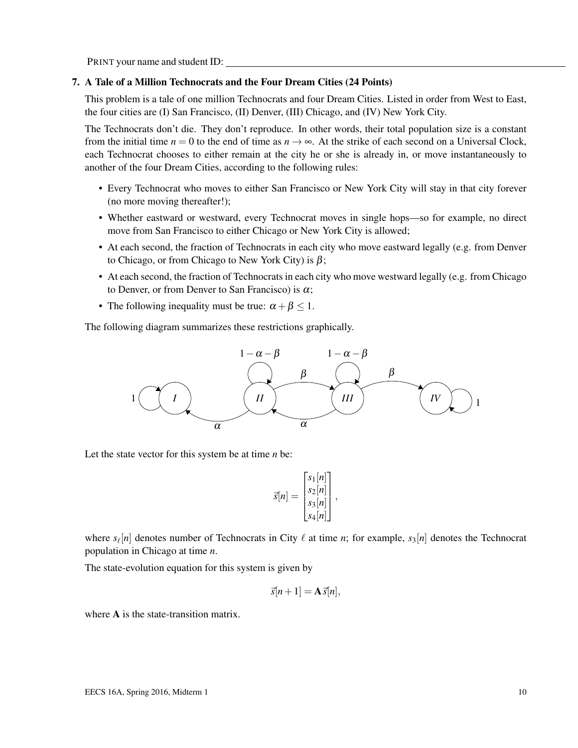PRINT your name and student ID: ____________________

### 7. A Tale of a Million Technocrats and the Four Dream Cities (24 Points)

This problem is a tale of one million Technocrats and four Dream Cities. Listed in order from West to East, the four cities are (I) San Francisco, (II) Denver, (III) Chicago, and (IV) New York City.

The Technocrats don't die. They don't reproduce. In other words, their total population size is a constant from the initial time $n = 0$ to the end of time as $n \to \infty$. At the strike of each second on a Universal Clock, each Technocrat chooses to either remain at the city he or she is already in, or move instantaneously to another of the four Dream Cities, according to the following rules:

- Every Technocrat who moves to either San Francisco or New York City will stay in that city forever (no more moving thereafter!);
- Whether eastward or westward, every Technocrat moves in single hops—so for example, no direct move from San Francisco to either Chicago or New York City is allowed;
- At each second, the fraction of Technocrats in each city who move eastward legally (e.g. from Denver to Chicago, or from Chicago to New York City) is $\beta$;
- At each second, the fraction of Technocrats in each city who move westward legally (e.g. from Chicago to Denver, or from Denver to San Francisco) is $\alpha$;
- The following inequality must be true: $\alpha + \beta \leq 1$.

The following diagram summarizes these restrictions graphically.

Let the state vector for this system be at time $n$ be:

$$\vec{s}[n] = \begin{bmatrix} s_1[n] \\ s_2[n] \\ s_3[n] \\ s_4[n] \end{bmatrix},$$

where $s_\ell[n]$ denotes number of Technocrats in City $\ell$ at time $n$; for example, $s_3[n]$ denotes the Technocrat population in Chicago at time $n$.

The state-evolution equation for this system is given by

$$\vec{s}[n+1] = \mathbf{A}\,\vec{s}[n],$$

where $\mathbf{A}$ is the state-transition matrix.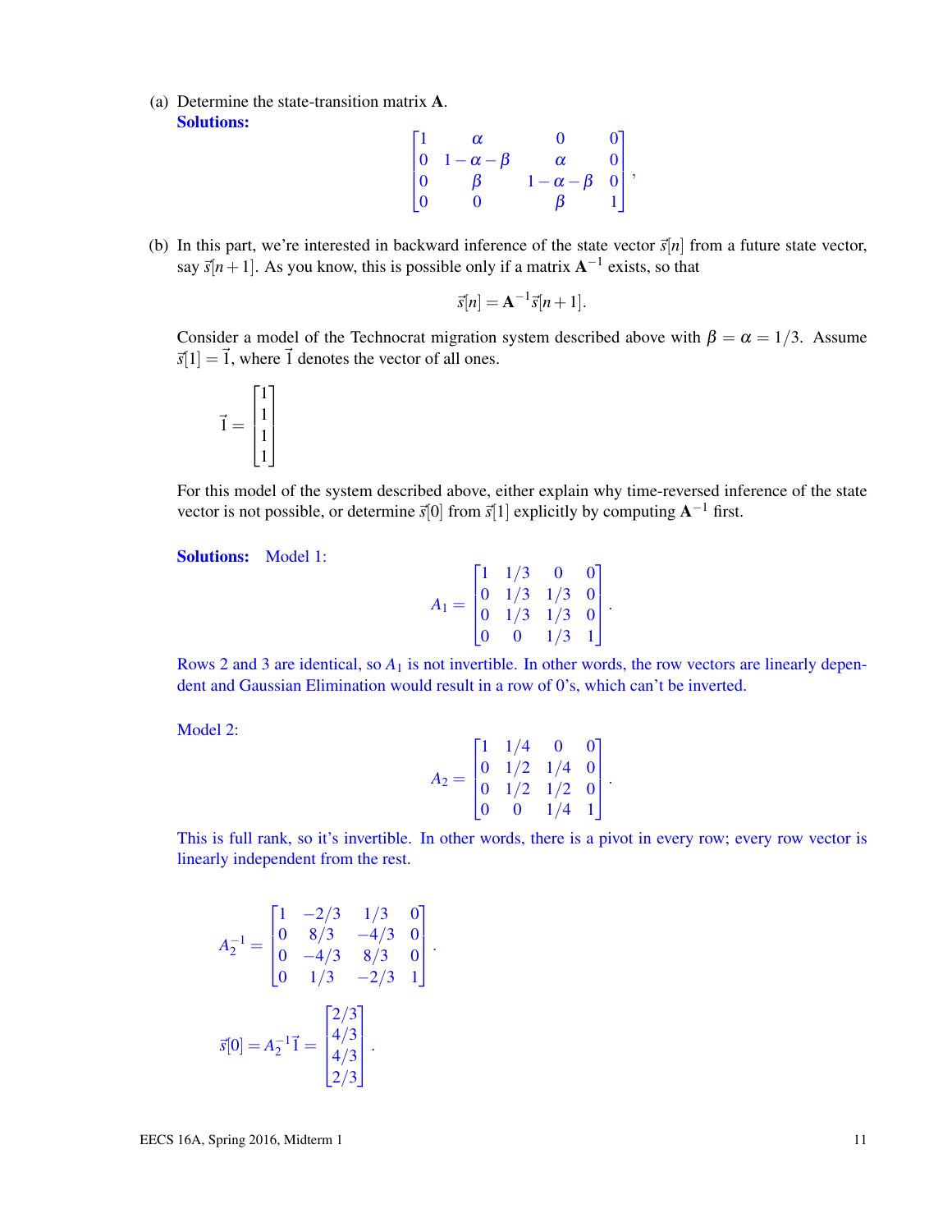(a) Determine the state-transition matrix $\mathbf{A}$.

**Solutions:**

$$\begin{bmatrix} 1 & \alpha & 0 & 0 \\ 0 & 1-\alpha-\beta & \alpha & 0 \\ 0 & \beta & 1-\alpha-\beta & 0 \\ 0 & 0 & \beta & 1 \end{bmatrix},$$

(b) In this part, we're interested in backward inference of the state vector $\vec{s}[n]$ from a future state vector, say $\vec{s}[n+1]$. As you know, this is possible only if a matrix $\mathbf{A}^{-1}$ exists, so that

$$\vec{s}[n] = \mathbf{A}^{-1}\vec{s}[n+1].$$

Consider a model of the Technocrat migration system described above with $\beta = \alpha = 1/3$. Assume $\vec{s}[1] = \vec{1}$, where $\vec{1}$ denotes the vector of all ones.

$$\vec{1} = \begin{bmatrix} 1 \\ 1 \\ 1 \\ 1 \end{bmatrix}$$

For this model of the system described above, either explain why time-reversed inference of the state vector is not possible, or determine $\vec{s}[0]$ from $\vec{s}[1]$ explicitly by computing $\mathbf{A}^{-1}$ first.

**Solutions:** Model 1:

$$A_1 = \begin{bmatrix} 1 & 1/3 & 0 & 0 \\ 0 & 1/3 & 1/3 & 0 \\ 0 & 1/3 & 1/3 & 0 \\ 0 & 0 & 1/3 & 1 \end{bmatrix}.$$

Rows 2 and 3 are identical, so $A_1$ is not invertible. In other words, the row vectors are linearly dependent and Gaussian Elimination would result in a row of 0's, which can't be inverted.

Model 2:

$$A_2 = \begin{bmatrix} 1 & 1/4 & 0 & 0 \\ 0 & 1/2 & 1/4 & 0 \\ 0 & 1/2 & 1/2 & 0 \\ 0 & 0 & 1/4 & 1 \end{bmatrix}.$$

This is full rank, so it's invertible. In other words, there is a pivot in every row; every row vector is linearly independent from the rest.

$$A_2^{-1} = \begin{bmatrix} 1 & -2/3 & 1/3 & 0 \\ 0 & 8/3 & -4/3 & 0 \\ 0 & -4/3 & 8/3 & 0 \\ 0 & 1/3 & -2/3 & 1 \end{bmatrix}.$$

$$\vec{s}[0] = A_2^{-1}\vec{1} = \begin{bmatrix} 2/3 \\ 4/3 \\ 4/3 \\ 2/3 \end{bmatrix}.$$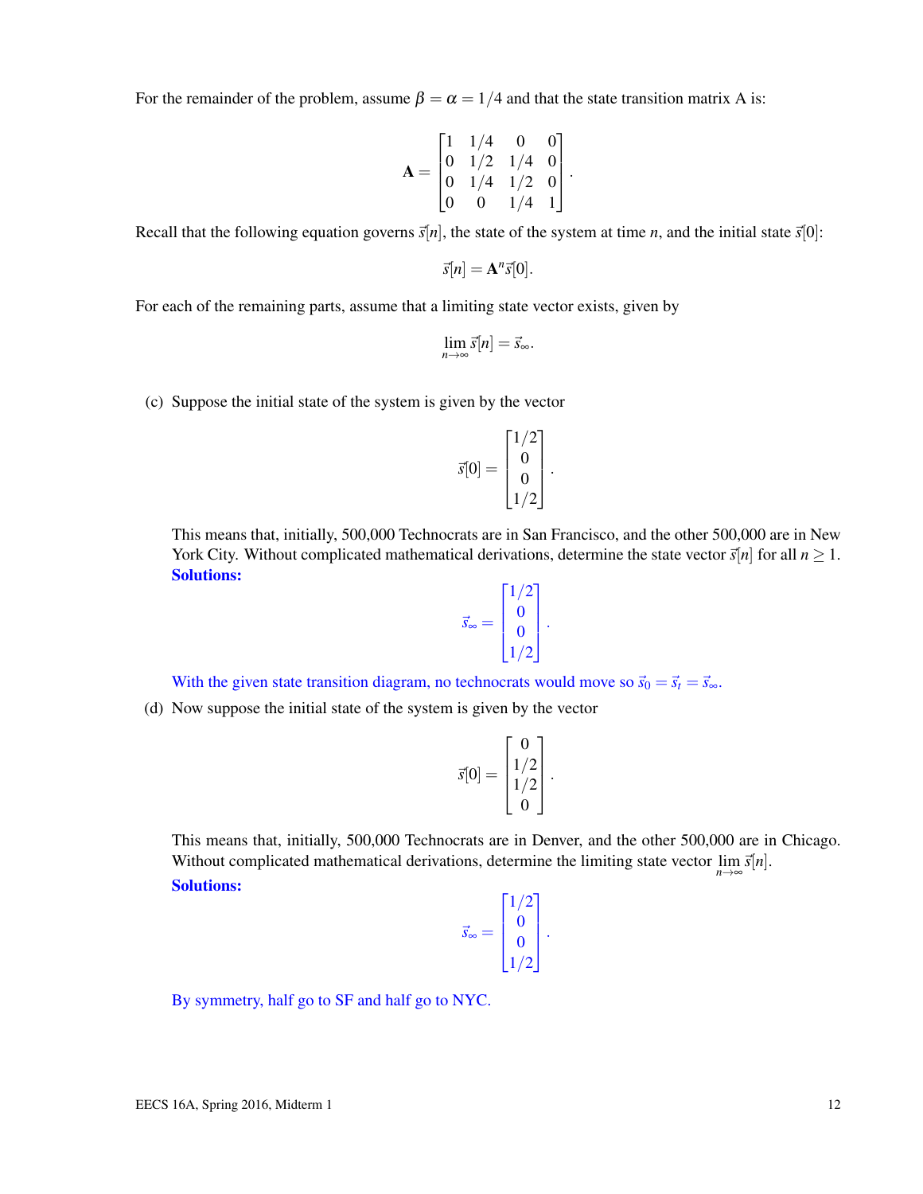For the remainder of the problem, assume $\beta = \alpha = 1/4$ and that the state transition matrix A is:

$$\mathbf{A} = \begin{bmatrix} 1 & 1/4 & 0 & 0 \\ 0 & 1/2 & 1/4 & 0 \\ 0 & 1/4 & 1/2 & 0 \\ 0 & 0 & 1/4 & 1 \end{bmatrix}.$$

Recall that the following equation governs $\vec{s}[n]$, the state of the system at time $n$, and the initial state $\vec{s}[0]$:

$$\vec{s}[n] = \mathbf{A}^n \vec{s}[0].$$

For each of the remaining parts, assume that a limiting state vector exists, given by

$$\lim_{n\to\infty} \vec{s}[n] = \vec{s}_\infty.$$

(c) Suppose the initial state of the system is given by the vector

$$\vec{s}[0] = \begin{bmatrix} 1/2 \\ 0 \\ 0 \\ 1/2 \end{bmatrix}.$$

This means that, initially, 500,000 Technocrats are in San Francisco, and the other 500,000 are in New York City. Without complicated mathematical derivations, determine the state vector $\vec{s}[n]$ for all $n \geq 1$.

**Solutions:**

$$\vec{s}_\infty = \begin{bmatrix} 1/2 \\ 0 \\ 0 \\ 1/2 \end{bmatrix}.$$

With the given state transition diagram, no technocrats would move so $\vec{s}_0 = \vec{s}_t = \vec{s}_\infty$.

(d) Now suppose the initial state of the system is given by the vector

$$\vec{s}[0] = \begin{bmatrix} 0 \\ 1/2 \\ 1/2 \\ 0 \end{bmatrix}.$$

This means that, initially, 500,000 Technocrats are in Denver, and the other 500,000 are in Chicago. Without complicated mathematical derivations, determine the limiting state vector $\lim_{n\to\infty} \vec{s}[n]$.

**Solutions:**

$$\vec{s}_\infty = \begin{bmatrix} 1/2 \\ 0 \\ 0 \\ 1/2 \end{bmatrix}.$$

By symmetry, half go to SF and half go to NYC.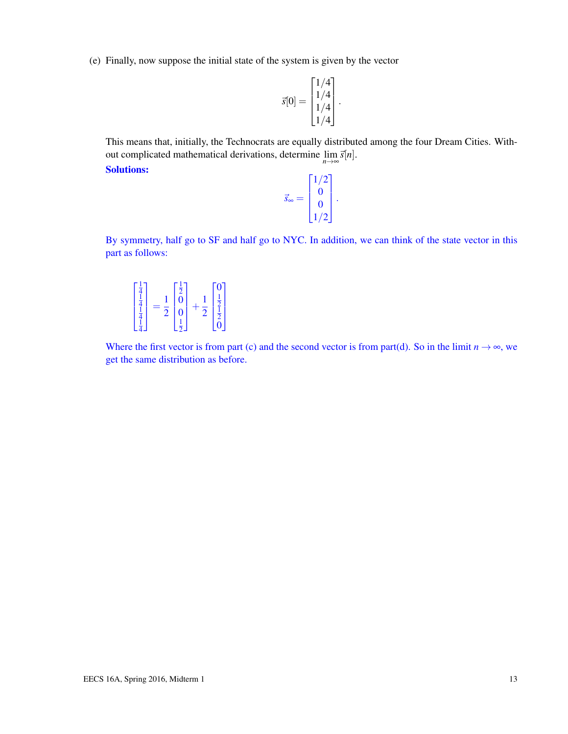(e) Finally, now suppose the initial state of the system is given by the vector

$$\vec{s}[0] = \begin{bmatrix} 1/4 \\ 1/4 \\ 1/4 \\ 1/4 \end{bmatrix}.$$

This means that, initially, the Technocrats are equally distributed among the four Dream Cities. Without complicated mathematical derivations, determine $\lim_{n\to\infty} \vec{s}[n]$.

**Solutions:**

$$\vec{s}_\infty = \begin{bmatrix} 1/2 \\ 0 \\ 0 \\ 1/2 \end{bmatrix}.$$

By symmetry, half go to SF and half go to NYC. In addition, we can think of the state vector in this part as follows:

$$\begin{bmatrix} \frac{1}{4} \\ \frac{1}{4} \\ \frac{1}{4} \\ \frac{1}{4} \end{bmatrix} = \frac{1}{2} \begin{bmatrix} \frac{1}{2} \\ 0 \\ 0 \\ \frac{1}{2} \end{bmatrix} + \frac{1}{2} \begin{bmatrix} 0 \\ \frac{1}{2} \\ \frac{1}{2} \\ 0 \end{bmatrix}$$

Where the first vector is from part (c) and the second vector is from part(d). So in the limit $n \to \infty$, we get the same distribution as before.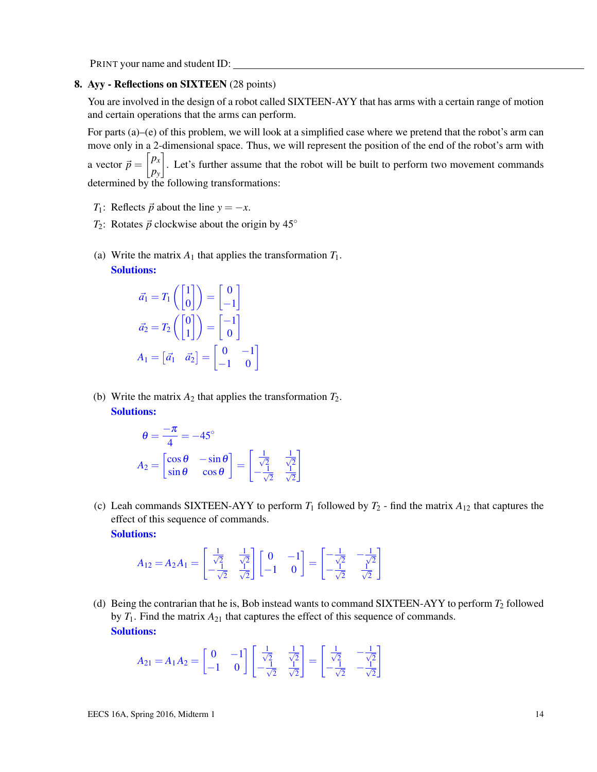PRINT your name and student ID: ________________________________________________

**8. Ayy - Reflections on SIXTEEN** (28 points)

You are involved in the design of a robot called SIXTEEN-AYY that has arms with a certain range of motion and certain operations that the arms can perform.

For parts (a)–(e) of this problem, we will look at a simplified case where we pretend that the robot's arm can move only in a 2-dimensional space. Thus, we will represent the position of the end of the robot's arm with a vector $\vec{p} = \begin{bmatrix} p_x \\ p_y \end{bmatrix}$. Let's further assume that the robot will be built to perform two movement commands determined by the following transformations:

$T_1$: Reflects $\vec{p}$ about the line $y = -x$.

$T_2$: Rotates $\vec{p}$ clockwise about the origin by $45^\circ$

(a) Write the matrix $A_1$ that applies the transformation $T_1$.

**Solutions:**

$$\vec{a}_1 = T_1\left(\begin{bmatrix} 1 \\ 0 \end{bmatrix}\right) = \begin{bmatrix} 0 \\ -1 \end{bmatrix}$$

$$\vec{a}_2 = T_2\left(\begin{bmatrix} 0 \\ 1 \end{bmatrix}\right) = \begin{bmatrix} -1 \\ 0 \end{bmatrix}$$

$$A_1 = \begin{bmatrix} \vec{a}_1 & \vec{a}_2 \end{bmatrix} = \begin{bmatrix} 0 & -1 \\ -1 & 0 \end{bmatrix}$$

(b) Write the matrix $A_2$ that applies the transformation $T_2$.

**Solutions:**

$$\theta = \frac{-\pi}{4} = -45^\circ$$

$$A_2 = \begin{bmatrix} \cos\theta & -\sin\theta \\ \sin\theta & \cos\theta \end{bmatrix} = \begin{bmatrix} \frac{1}{\sqrt{2}} & \frac{1}{\sqrt{2}} \\ -\frac{1}{\sqrt{2}} & \frac{1}{\sqrt{2}} \end{bmatrix}$$

(c) Leah commands SIXTEEN-AYY to perform $T_1$ followed by $T_2$ - find the matrix $A_{12}$ that captures the effect of this sequence of commands.

**Solutions:**

$$A_{12} = A_2 A_1 = \begin{bmatrix} \frac{1}{\sqrt{2}} & \frac{1}{\sqrt{2}} \\ -\frac{1}{\sqrt{2}} & \frac{1}{\sqrt{2}} \end{bmatrix} \begin{bmatrix} 0 & -1 \\ -1 & 0 \end{bmatrix} = \begin{bmatrix} -\frac{1}{\sqrt{2}} & -\frac{1}{\sqrt{2}} \\ -\frac{1}{\sqrt{2}} & \frac{1}{\sqrt{2}} \end{bmatrix}$$

(d) Being the contrarian that he is, Bob instead wants to command SIXTEEN-AYY to perform $T_2$ followed by $T_1$. Find the matrix $A_{21}$ that captures the effect of this sequence of commands.

**Solutions:**

$$A_{21} = A_1 A_2 = \begin{bmatrix} 0 & -1 \\ -1 & 0 \end{bmatrix} \begin{bmatrix} \frac{1}{\sqrt{2}} & \frac{1}{\sqrt{2}} \\ -\frac{1}{\sqrt{2}} & \frac{1}{\sqrt{2}} \end{bmatrix} = \begin{bmatrix} \frac{1}{\sqrt{2}} & -\frac{1}{\sqrt{2}} \\ -\frac{1}{\sqrt{2}} & -\frac{1}{\sqrt{2}} \end{bmatrix}$$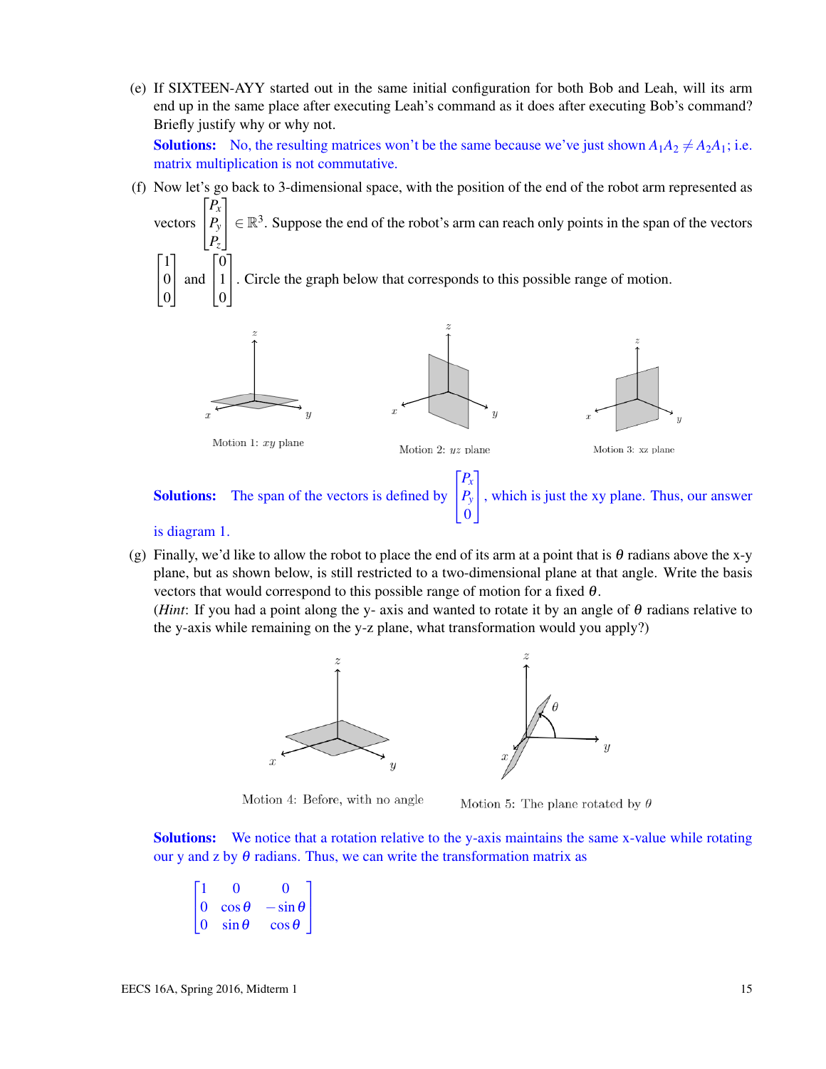(e) If SIXTEEN-AYY started out in the same initial configuration for both Bob and Leah, will its arm end up in the same place after executing Leah's command as it does after executing Bob's command? Briefly justify why or why not.

**Solutions:** No, the resulting matrices won't be the same because we've just shown $A_1 A_2 \neq A_2 A_1$; i.e. matrix multiplication is not commutative.

(f) Now let's go back to 3-dimensional space, with the position of the end of the robot arm represented as vectors $\begin{bmatrix} P_x \\ P_y \\ P_z \end{bmatrix} \in \mathbb{R}^3$. Suppose the end of the robot's arm can reach only points in the span of the vectors $\begin{bmatrix} 1 \\ 0 \\ 0 \end{bmatrix}$ and $\begin{bmatrix} 0 \\ 1 \\ 0 \end{bmatrix}$. Circle the graph below that corresponds to this possible range of motion.

Motion 1: $xy$ plane

Motion 2: $yz$ plane

Motion 3: xz plane

**Solutions:** The span of the vectors is defined by $\begin{bmatrix} P_x \\ P_y \\ 0 \end{bmatrix}$, which is just the xy plane. Thus, our answer is diagram 1.

(g) Finally, we'd like to allow the robot to place the end of its arm at a point that is $\theta$ radians above the x-y plane, but as shown below, is still restricted to a two-dimensional plane at that angle. Write the basis vectors that would correspond to this possible range of motion for a fixed $\theta$.

(*Hint*: If you had a point along the y- axis and wanted to rotate it by an angle of $\theta$ radians relative to the y-axis while remaining on the y-z plane, what transformation would you apply?)

Motion 4: Before, with no angle

Motion 5: The plane rotated by $\theta$

**Solutions:** We notice that a rotation relative to the y-axis maintains the same x-value while rotating our y and z by $\theta$ radians. Thus, we can write the transformation matrix as

$$\begin{bmatrix} 1 & 0 & 0 \\ 0 & \cos\theta & -\sin\theta \\ 0 & \sin\theta & \cos\theta \end{bmatrix}$$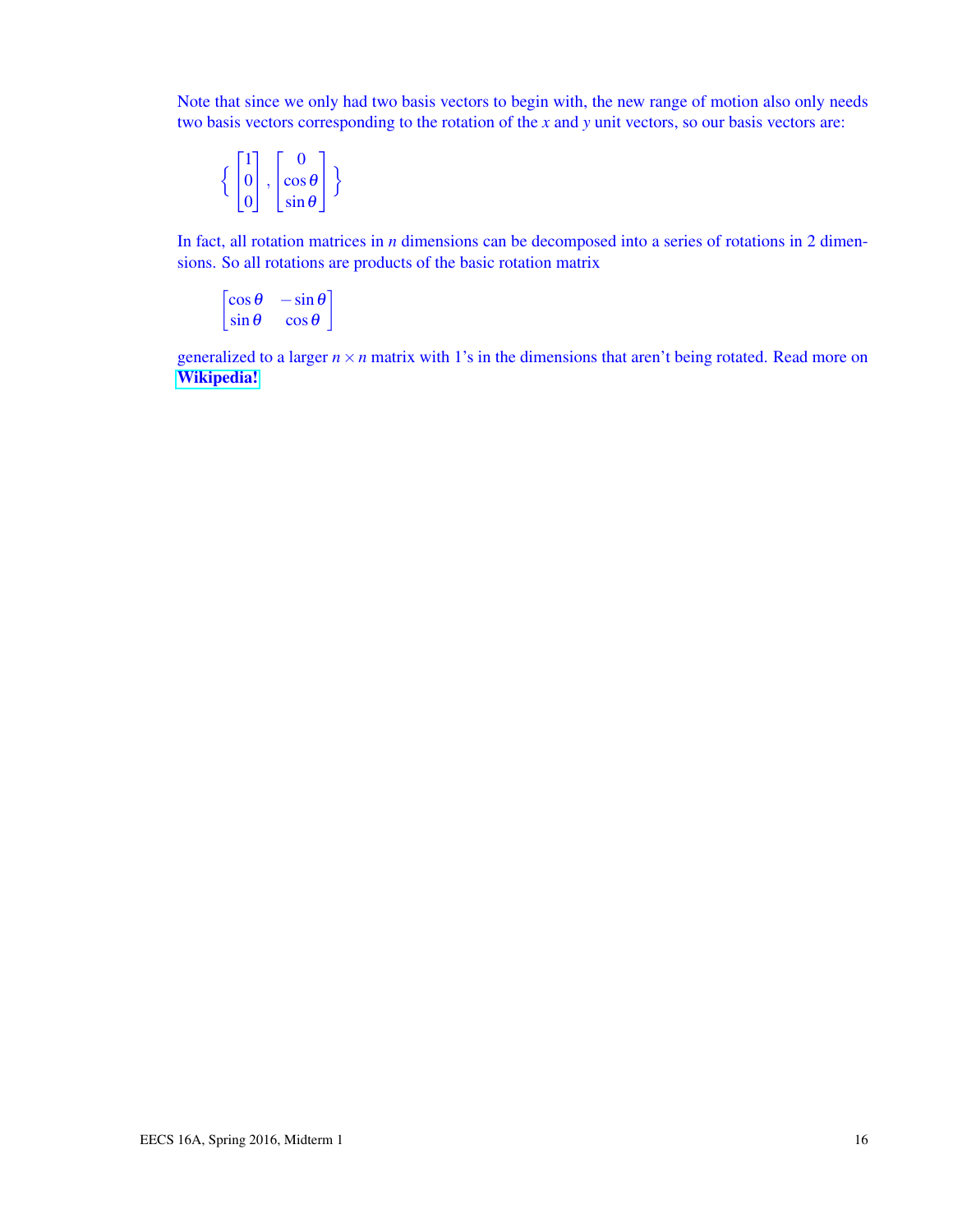Note that since we only had two basis vectors to begin with, the new range of motion also only needs two basis vectors corresponding to the rotation of the $x$ and $y$ unit vectors, so our basis vectors are:

$$\left\{ \begin{bmatrix} 1 \\ 0 \\ 0 \end{bmatrix}, \begin{bmatrix} 0 \\ \cos\theta \\ \sin\theta \end{bmatrix} \right\}$$

In fact, all rotation matrices in $n$ dimensions can be decomposed into a series of rotations in 2 dimensions. So all rotations are products of the basic rotation matrix

$$\begin{bmatrix} \cos\theta & -\sin\theta \\ \sin\theta & \cos\theta \end{bmatrix}$$

generalized to a larger $n \times n$ matrix with 1's in the dimensions that aren't being rotated. Read more on **Wikipedia!**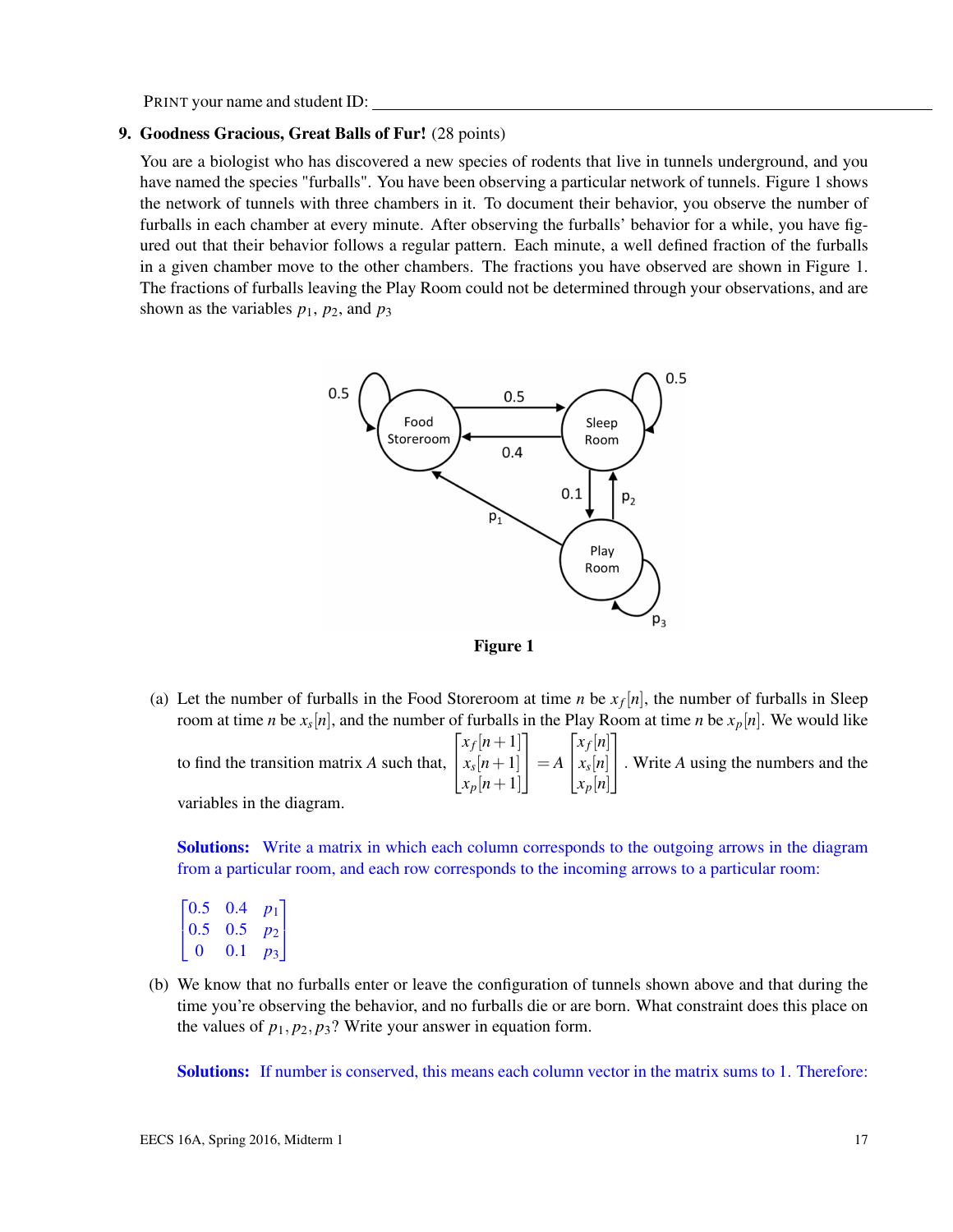PRINT your name and student ID: ______________________________

**9. Goodness Gracious, Great Balls of Fur!** (28 points)

You are a biologist who has discovered a new species of rodents that live in tunnels underground, and you have named the species "furballs". You have been observing a particular network of tunnels. Figure 1 shows the network of tunnels with three chambers in it. To document their behavior, you observe the number of furballs in each chamber at every minute. After observing the furballs' behavior for a while, you have figured out that their behavior follows a regular pattern. Each minute, a well defined fraction of the furballs in a given chamber move to the other chambers. The fractions you have observed are shown in Figure 1. The fractions of furballs leaving the Play Room could not be determined through your observations, and are shown as the variables $p_1$, $p_2$, and $p_3$

**Figure 1**

(a) Let the number of furballs in the Food Storeroom at time $n$ be $x_f[n]$, the number of furballs in Sleep room at time $n$ be $x_s[n]$, and the number of furballs in the Play Room at time $n$ be $x_p[n]$. We would like to find the transition matrix $A$ such that, $\begin{bmatrix} x_f[n+1] \\ x_s[n+1] \\ x_p[n+1] \end{bmatrix} = A \begin{bmatrix} x_f[n] \\ x_s[n] \\ x_p[n] \end{bmatrix}$. Write $A$ using the numbers and the variables in the diagram.

**Solutions:** Write a matrix in which each column corresponds to the outgoing arrows in the diagram from a particular room, and each row corresponds to the incoming arrows to a particular room:

$$\begin{bmatrix} 0.5 & 0.4 & p_1 \\ 0.5 & 0.5 & p_2 \\ 0 & 0.1 & p_3 \end{bmatrix}$$

(b) We know that no furballs enter or leave the configuration of tunnels shown above and that during the time you're observing the behavior, and no furballs die or are born. What constraint does this place on the values of $p_1, p_2, p_3$? Write your answer in equation form.

**Solutions:** If number is conserved, this means each column vector in the matrix sums to 1. Therefore: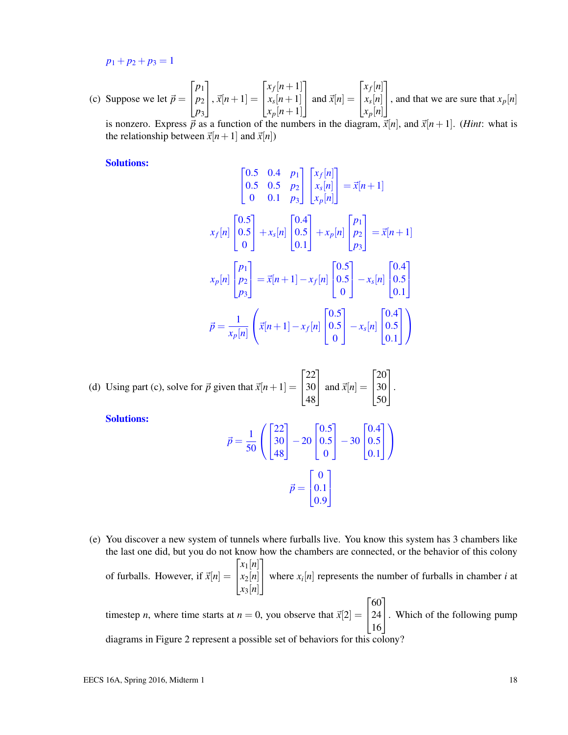$p_1 + p_2 + p_3 = 1$

(c) Suppose we let $\vec{p} = \begin{bmatrix} p_1 \\ p_2 \\ p_3 \end{bmatrix}$, $\vec{x}[n+1] = \begin{bmatrix} x_f[n+1] \\ x_s[n+1] \\ x_p[n+1] \end{bmatrix}$ and $\vec{x}[n] = \begin{bmatrix} x_f[n] \\ x_s[n] \\ x_p[n] \end{bmatrix}$, and that we are sure that $x_p[n]$ is nonzero. Express $\vec{p}$ as a function of the numbers in the diagram, $\vec{x}[n]$, and $\vec{x}[n+1]$. (*Hint*: what is the relationship between $\vec{x}[n+1]$ and $\vec{x}[n]$)

**Solutions:**

$$\begin{bmatrix} 0.5 & 0.4 & p_1 \\ 0.5 & 0.5 & p_2 \\ 0 & 0.1 & p_3 \end{bmatrix} \begin{bmatrix} x_f[n] \\ x_s[n] \\ x_p[n] \end{bmatrix} = \vec{x}[n+1]$$

$$x_f[n] \begin{bmatrix} 0.5 \\ 0.5 \\ 0 \end{bmatrix} + x_s[n] \begin{bmatrix} 0.4 \\ 0.5 \\ 0.1 \end{bmatrix} + x_p[n] \begin{bmatrix} p_1 \\ p_2 \\ p_3 \end{bmatrix} = \vec{x}[n+1]$$

$$x_p[n] \begin{bmatrix} p_1 \\ p_2 \\ p_3 \end{bmatrix} = \vec{x}[n+1] - x_f[n] \begin{bmatrix} 0.5 \\ 0.5 \\ 0 \end{bmatrix} - x_s[n] \begin{bmatrix} 0.4 \\ 0.5 \\ 0.1 \end{bmatrix}$$

$$\vec{p} = \frac{1}{x_p[n]} \left( \vec{x}[n+1] - x_f[n] \begin{bmatrix} 0.5 \\ 0.5 \\ 0 \end{bmatrix} - x_s[n] \begin{bmatrix} 0.4 \\ 0.5 \\ 0.1 \end{bmatrix} \right)$$

(d) Using part (c), solve for $\vec{p}$ given that $\vec{x}[n+1] = \begin{bmatrix} 22 \\ 30 \\ 48 \end{bmatrix}$ and $\vec{x}[n] = \begin{bmatrix} 20 \\ 30 \\ 50 \end{bmatrix}$.

**Solutions:**

$$\vec{p} = \frac{1}{50} \left( \begin{bmatrix} 22 \\ 30 \\ 48 \end{bmatrix} - 20 \begin{bmatrix} 0.5 \\ 0.5 \\ 0 \end{bmatrix} - 30 \begin{bmatrix} 0.4 \\ 0.5 \\ 0.1 \end{bmatrix} \right)$$

$$\vec{p} = \begin{bmatrix} 0 \\ 0.1 \\ 0.9 \end{bmatrix}$$

(e) You discover a new system of tunnels where furballs live. You know this system has 3 chambers like the last one did, but you do not know how the chambers are connected, or the behavior of this colony of furballs. However, if $\vec{x}[n] = \begin{bmatrix} x_1[n] \\ x_2[n] \\ x_3[n] \end{bmatrix}$ where $x_i[n]$ represents the number of furballs in chamber $i$ at timestep $n$, where time starts at $n = 0$, you observe that $\vec{x}[2] = \begin{bmatrix} 60 \\ 24 \\ 16 \end{bmatrix}$. Which of the following pump diagrams in Figure 2 represent a possible set of behaviors for this colony?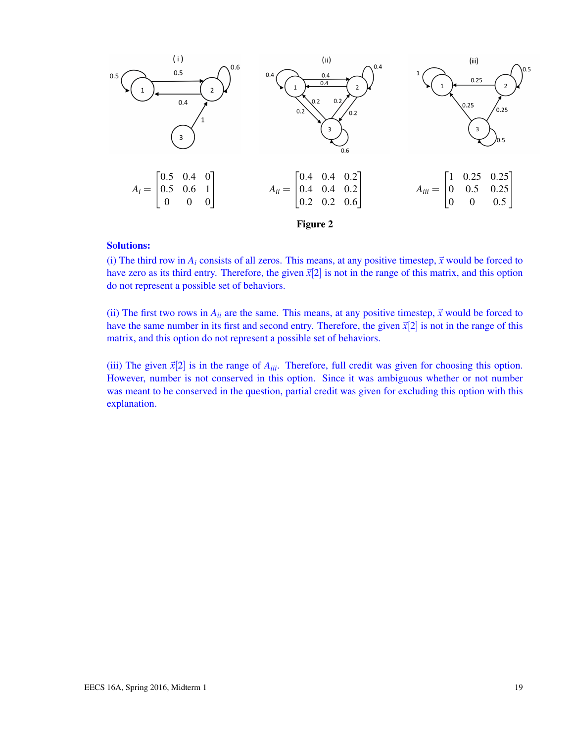$$A_i = \begin{bmatrix} 0.5 & 0.4 & 0 \\ 0.5 & 0.6 & 1 \\ 0 & 0 & 0 \end{bmatrix} \qquad A_{ii} = \begin{bmatrix} 0.4 & 0.4 & 0.2 \\ 0.4 & 0.4 & 0.2 \\ 0.2 & 0.2 & 0.6 \end{bmatrix} \qquad A_{iii} = \begin{bmatrix} 1 & 0.25 & 0.25 \\ 0 & 0.5 & 0.25 \\ 0 & 0 & 0.5 \end{bmatrix}$$

**Figure 2**

**Solutions:**

(i) The third row in $A_i$ consists of all zeros. This means, at any positive timestep, $\vec{x}$ would be forced to have zero as its third entry. Therefore, the given $\vec{x}[2]$ is not in the range of this matrix, and this option do not represent a possible set of behaviors.

(ii) The first two rows in $A_{ii}$ are the same. This means, at any positive timestep, $\vec{x}$ would be forced to have the same number in its first and second entry. Therefore, the given $\vec{x}[2]$ is not in the range of this matrix, and this option do not represent a possible set of behaviors.

(iii) The given $\vec{x}[2]$ is in the range of $A_{iii}$. Therefore, full credit was given for choosing this option. However, number is not conserved in this option. Since it was ambiguous whether or not number was meant to be conserved in the question, partial credit was given for excluding this option with this explanation.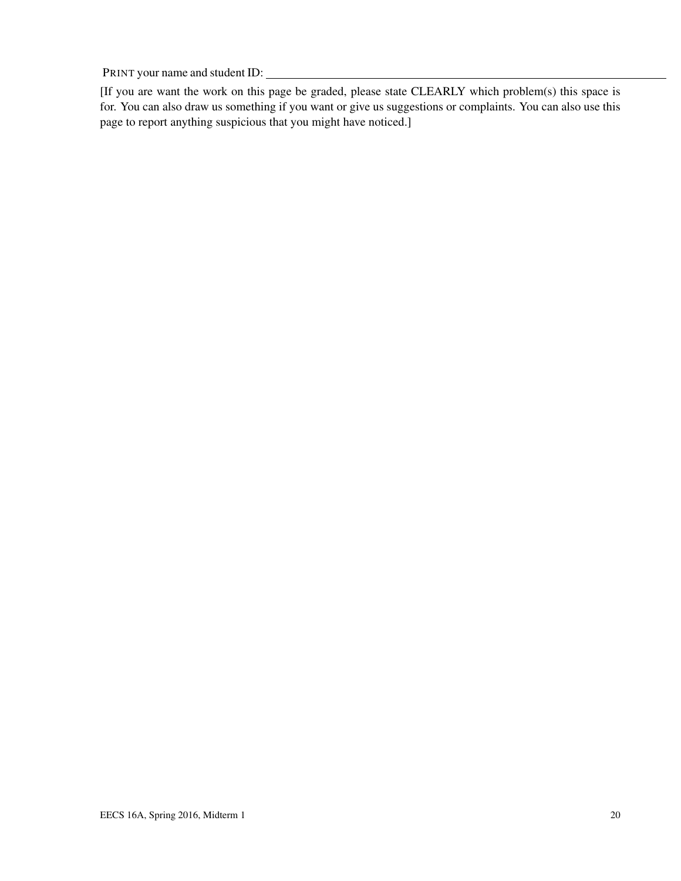PRINT your name and student ID: ______________________________________________

[If you are want the work on this page be graded, please state CLEARLY which problem(s) this space is for. You can also draw us something if you want or give us suggestions or complaints. You can also use this page to report anything suspicious that you might have noticed.]